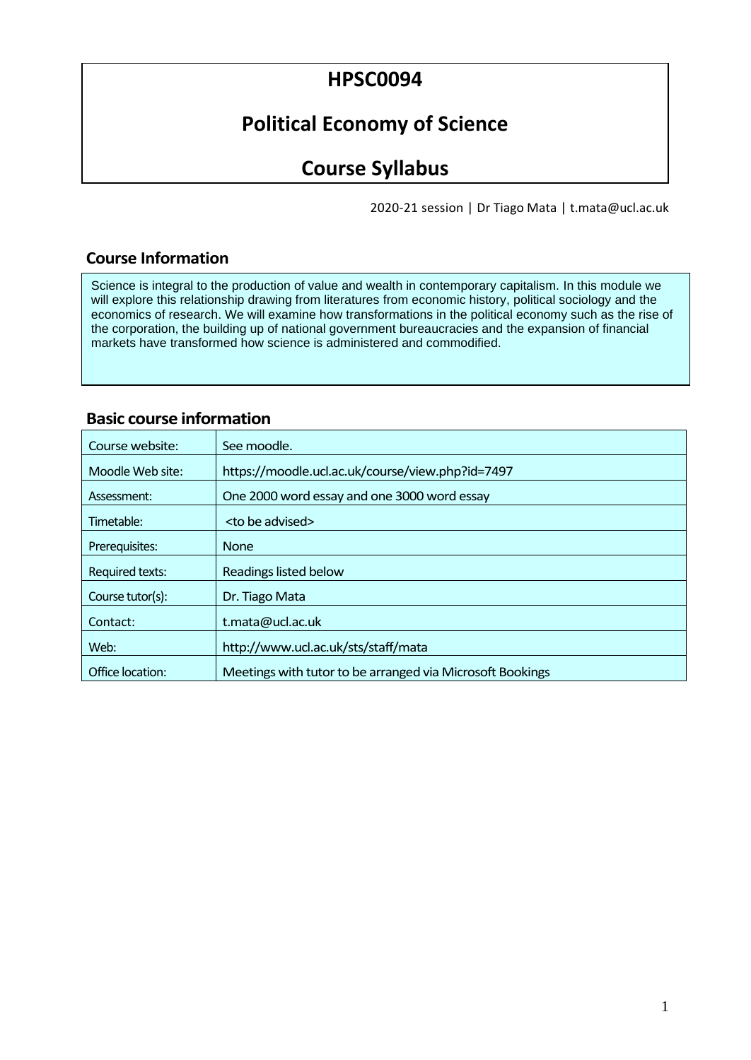# HPSC0094

# Political Economy of Science

# Course Syllabus

2020-21 session | Dr Tiago Mata | t.mata@ucl.ac.uk

## Course Information

Science is integral to the production of value and wealth in contemporary capitalism. In this module we will explore this relationship drawing from literatures from economic history, political sociology and the economics of research. We will examine how transformations in the political economy such as the rise of the corporation, the building up of national government bureaucracies and the expansion of financial markets have transformed how science is administered and commodified.

## Basic course information

| | |
|---|---|
| Course website: | See moodle. |
| Moodle Web site: | https://moodle.ucl.ac.uk/course/view.php?id=7497 |
| Assessment: | One 2000 word essay and one 3000 word essay |
| Timetable: | <to be advised> |
| Prerequisites: | None |
| Required texts: | Readings listed below |
| Course tutor(s): | Dr. Tiago Mata |
| Contact: | t.mata@ucl.ac.uk |
| Web: | http://www.ucl.ac.uk/sts/staff/mata |
| Office location: | Meetings with tutor to be arranged via Microsoft Bookings |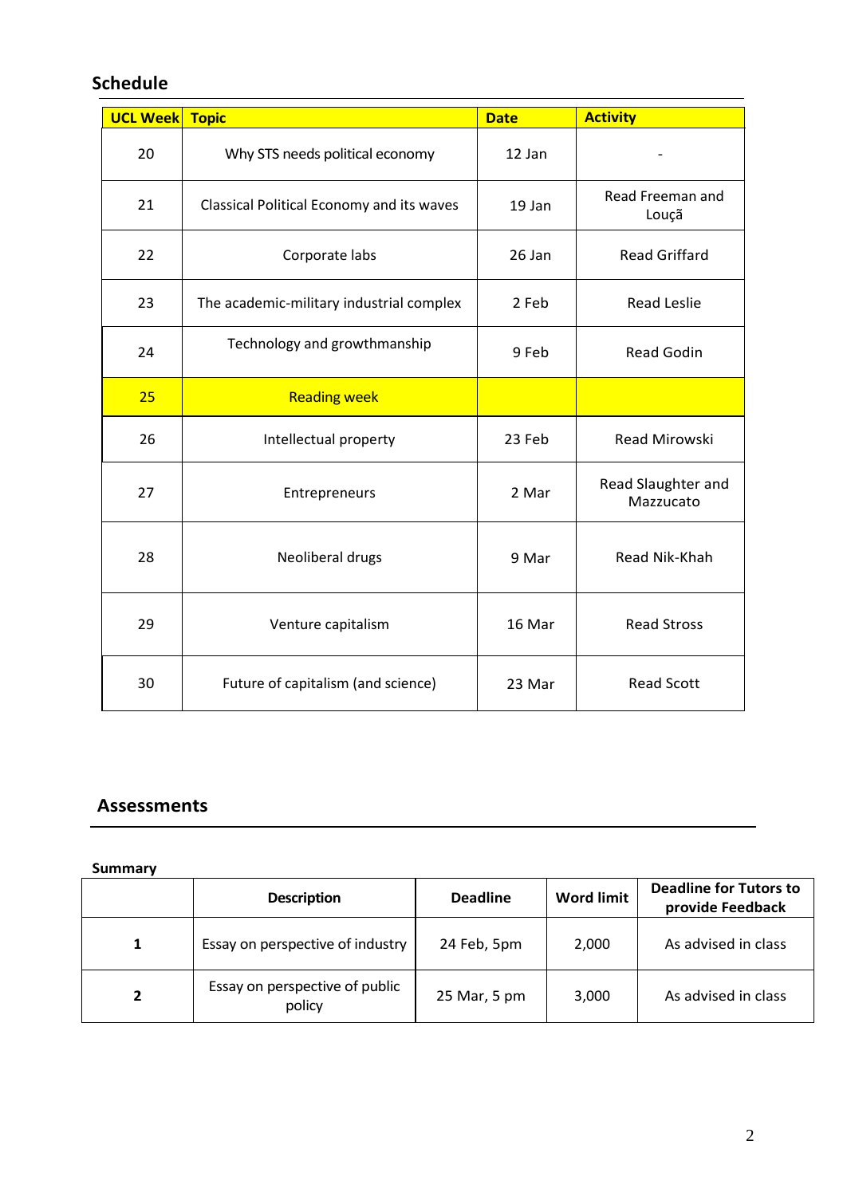## Schedule

| UCL Week | Topic | Date | Activity |
|---|---|---|---|
| 20 | Why STS needs political economy | 12 Jan | - |
| 21 | Classical Political Economy and its waves | 19 Jan | Read Freeman and Louçã |
| 22 | Corporate labs | 26 Jan | Read Griffard |
| 23 | The academic-military industrial complex | 2 Feb | Read Leslie |
| 24 | Technology and growthmanship | 9 Feb | Read Godin |
| 25 | Reading week | | |
| 26 | Intellectual property | 23 Feb | Read Mirowski |
| 27 | Entrepreneurs | 2 Mar | Read Slaughter and Mazzucato |
| 28 | Neoliberal drugs | 9 Mar | Read Nik-Khah |
| 29 | Venture capitalism | 16 Mar | Read Stross |
| 30 | Future of capitalism (and science) | 23 Mar | Read Scott |

## Assessments

**Summary**

| | Description | Deadline | Word limit | Deadline for Tutors to provide Feedback |
|---|---|---|---|---|
| **1** | Essay on perspective of industry | 24 Feb, 5pm | 2,000 | As advised in class |
| **2** | Essay on perspective of public policy | 25 Mar, 5 pm | 3,000 | As advised in class |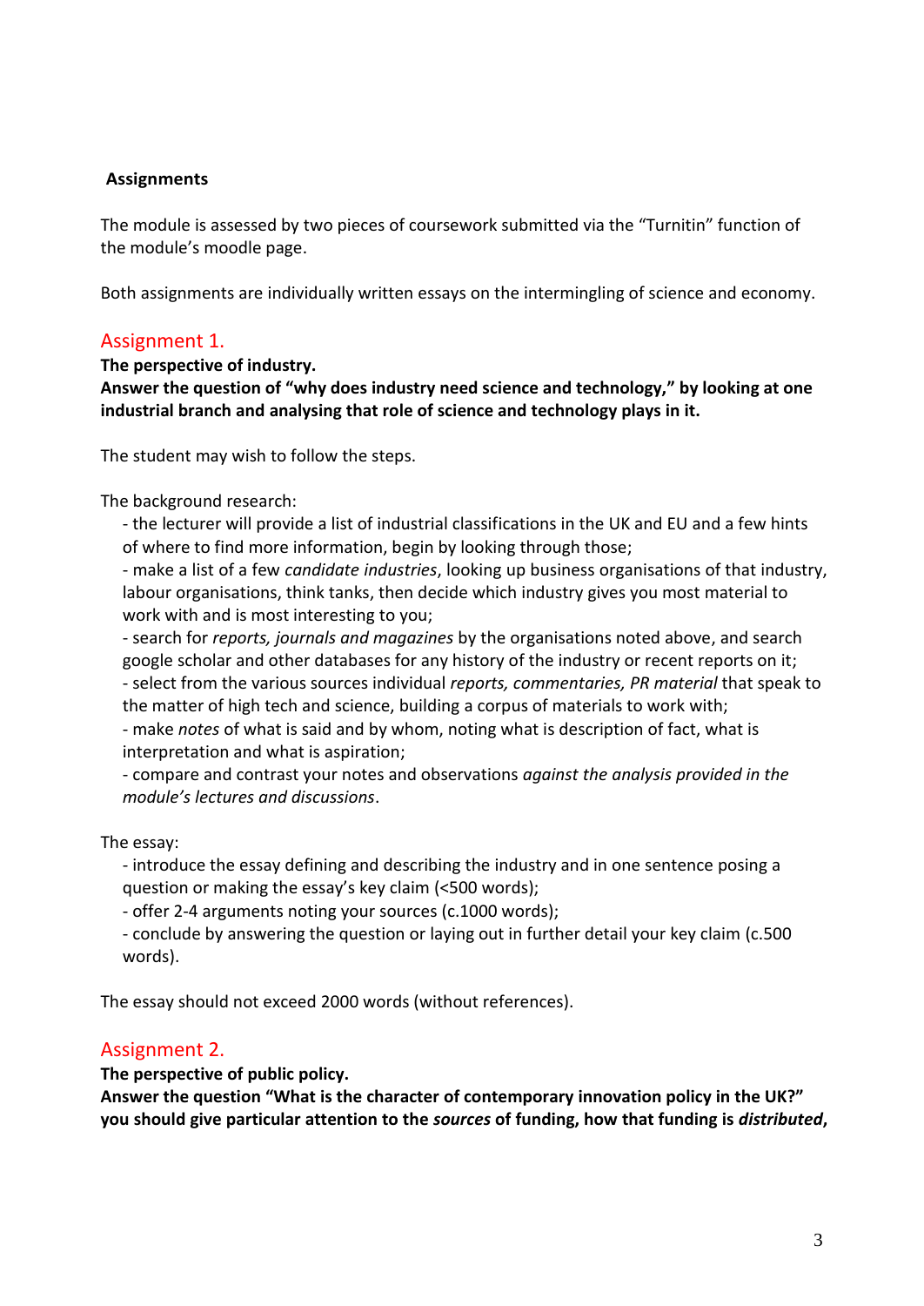## Assignments

The module is assessed by two pieces of coursework submitted via the "Turnitin" function of the module's moodle page.

Both assignments are individually written essays on the intermingling of science and economy.

### Assignment 1.

**The perspective of industry.**
**Answer the question of "why does industry need science and technology," by looking at one industrial branch and analysing that role of science and technology plays in it.**

The student may wish to follow the steps.

The background research:

- the lecturer will provide a list of industrial classifications in the UK and EU and a few hints of where to find more information, begin by looking through those;
- make a list of a few *candidate industries*, looking up business organisations of that industry, labour organisations, think tanks, then decide which industry gives you most material to work with and is most interesting to you;
- search for *reports, journals and magazines* by the organisations noted above, and search google scholar and other databases for any history of the industry or recent reports on it;
- select from the various sources individual *reports, commentaries, PR material* that speak to the matter of high tech and science, building a corpus of materials to work with;
- make *notes* of what is said and by whom, noting what is description of fact, what is interpretation and what is aspiration;
- compare and contrast your notes and observations *against the analysis provided in the module's lectures and discussions*.

The essay:

- introduce the essay defining and describing the industry and in one sentence posing a question or making the essay's key claim (<500 words);
- offer 2-4 arguments noting your sources (c.1000 words);
- conclude by answering the question or laying out in further detail your key claim (c.500 words).

The essay should not exceed 2000 words (without references).

### Assignment 2.

**The perspective of public policy.**
**Answer the question "What is the character of contemporary innovation policy in the UK?" you should give particular attention to the *sources* of funding, how that funding is *distributed*,**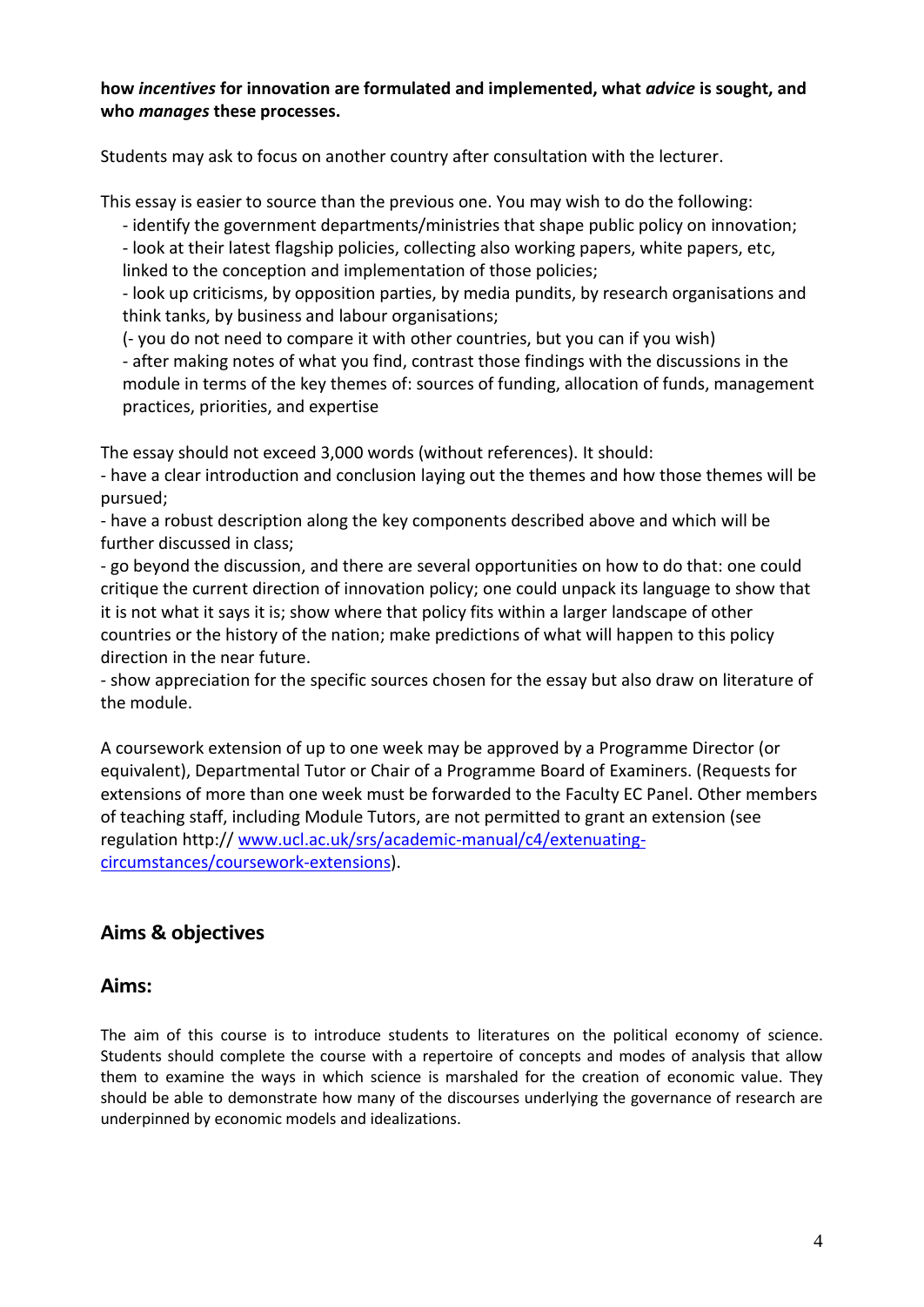**how *incentives* for innovation are formulated and implemented, what *advice* is sought, and who *manages* these processes.**

Students may ask to focus on another country after consultation with the lecturer.

This essay is easier to source than the previous one. You may wish to do the following:

- identify the government departments/ministries that shape public policy on innovation;
- look at their latest flagship policies, collecting also working papers, white papers, etc, linked to the conception and implementation of those policies;
- look up criticisms, by opposition parties, by media pundits, by research organisations and think tanks, by business and labour organisations;
- (- you do not need to compare it with other countries, but you can if you wish)
- after making notes of what you find, contrast those findings with the discussions in the module in terms of the key themes of: sources of funding, allocation of funds, management practices, priorities, and expertise

The essay should not exceed 3,000 words (without references). It should:

- have a clear introduction and conclusion laying out the themes and how those themes will be pursued;
- have a robust description along the key components described above and which will be further discussed in class;
- go beyond the discussion, and there are several opportunities on how to do that: one could critique the current direction of innovation policy; one could unpack its language to show that it is not what it says it is; show where that policy fits within a larger landscape of other countries or the history of the nation; make predictions of what will happen to this policy direction in the near future.
- show appreciation for the specific sources chosen for the essay but also draw on literature of the module.

A coursework extension of up to one week may be approved by a Programme Director (or equivalent), Departmental Tutor or Chair of a Programme Board of Examiners. (Requests for extensions of more than one week must be forwarded to the Faculty EC Panel. Other members of teaching staff, including Module Tutors, are not permitted to grant an extension (see regulation http:// www.ucl.ac.uk/srs/academic-manual/c4/extenuating-circumstances/coursework-extensions).

## Aims & objectives

### Aims:

The aim of this course is to introduce students to literatures on the political economy of science. Students should complete the course with a repertoire of concepts and modes of analysis that allow them to examine the ways in which science is marshaled for the creation of economic value. They should be able to demonstrate how many of the discourses underlying the governance of research are underpinned by economic models and idealizations.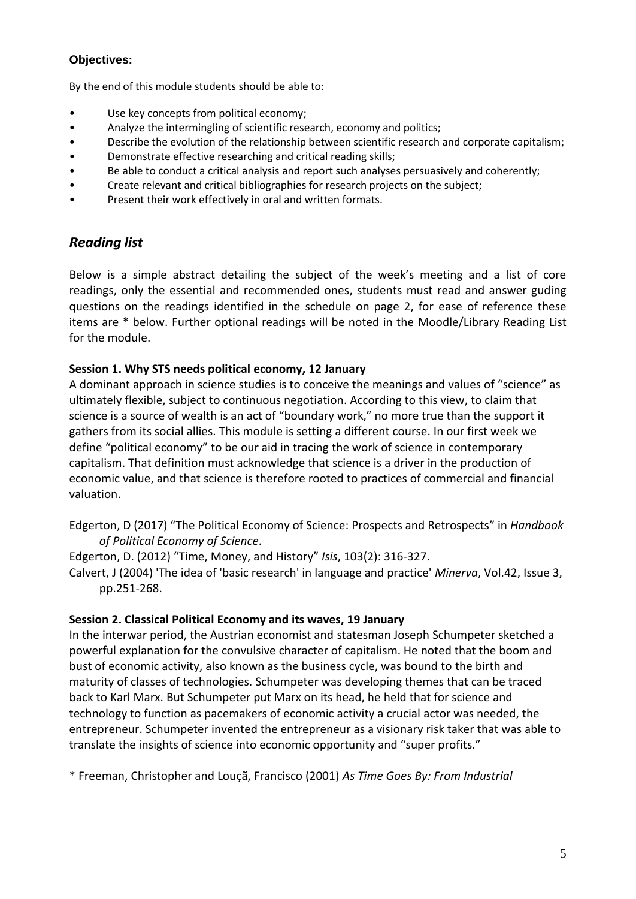**Objectives:**

By the end of this module students should be able to:

- Use key concepts from political economy;
- Analyze the intermingling of scientific research, economy and politics;
- Describe the evolution of the relationship between scientific research and corporate capitalism;
- Demonstrate effective researching and critical reading skills;
- Be able to conduct a critical analysis and report such analyses persuasively and coherently;
- Create relevant and critical bibliographies for research projects on the subject;
- Present their work effectively in oral and written formats.

## *Reading list*

Below is a simple abstract detailing the subject of the week's meeting and a list of core readings, only the essential and recommended ones, students must read and answer guding questions on the readings identified in the schedule on page 2, for ease of reference these items are * below. Further optional readings will be noted in the Moodle/Library Reading List for the module.

**Session 1. Why STS needs political economy, 12 January**

A dominant approach in science studies is to conceive the meanings and values of "science" as ultimately flexible, subject to continuous negotiation. According to this view, to claim that science is a source of wealth is an act of "boundary work," no more true than the support it gathers from its social allies. This module is setting a different course. In our first week we define "political economy" to be our aid in tracing the work of science in contemporary capitalism. That definition must acknowledge that science is a driver in the production of economic value, and that science is therefore rooted to practices of commercial and financial valuation.

Edgerton, D (2017) "The Political Economy of Science: Prospects and Retrospects" in *Handbook of Political Economy of Science*.

Edgerton, D. (2012) "Time, Money, and History" *Isis*, 103(2): 316-327.

Calvert, J (2004) 'The idea of 'basic research' in language and practice' *Minerva*, Vol.42, Issue 3, pp.251-268.

**Session 2. Classical Political Economy and its waves, 19 January**

In the interwar period, the Austrian economist and statesman Joseph Schumpeter sketched a powerful explanation for the convulsive character of capitalism. He noted that the boom and bust of economic activity, also known as the business cycle, was bound to the birth and maturity of classes of technologies. Schumpeter was developing themes that can be traced back to Karl Marx. But Schumpeter put Marx on its head, he held that for science and technology to function as pacemakers of economic activity a crucial actor was needed, the entrepreneur. Schumpeter invented the entrepreneur as a visionary risk taker that was able to translate the insights of science into economic opportunity and "super profits."

\* Freeman, Christopher and Louçã, Francisco (2001) *As Time Goes By: From Industrial*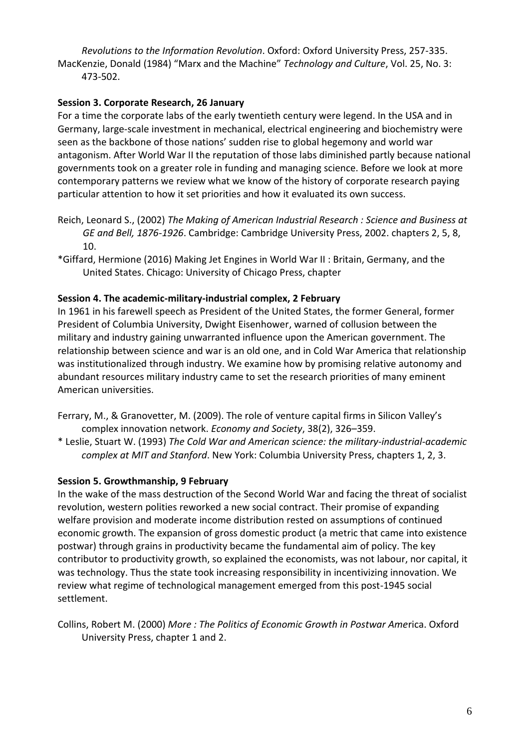*Revolutions to the Information Revolution*. Oxford: Oxford University Press, 257-335.

MacKenzie, Donald (1984) "Marx and the Machine" *Technology and Culture*, Vol. 25, No. 3: 473-502.

**Session 3. Corporate Research, 26 January**

For a time the corporate labs of the early twentieth century were legend. In the USA and in Germany, large-scale investment in mechanical, electrical engineering and biochemistry were seen as the backbone of those nations' sudden rise to global hegemony and world war antagonism. After World War II the reputation of those labs diminished partly because national governments took on a greater role in funding and managing science. Before we look at more contemporary patterns we review what we know of the history of corporate research paying particular attention to how it set priorities and how it evaluated its own success.

Reich, Leonard S., (2002) *The Making of American Industrial Research : Science and Business at GE and Bell, 1876-1926*. Cambridge: Cambridge University Press, 2002. chapters 2, 5, 8, 10.

*Giffard, Hermione (2016) Making Jet Engines in World War II : Britain, Germany, and the United States. Chicago: University of Chicago Press, chapter

**Session 4. The academic-military-industrial complex, 2 February**

In 1961 in his farewell speech as President of the United States, the former General, former President of Columbia University, Dwight Eisenhower, warned of collusion between the military and industry gaining unwarranted influence upon the American government. The relationship between science and war is an old one, and in Cold War America that relationship was institutionalized through industry. We examine how by promising relative autonomy and abundant resources military industry came to set the research priorities of many eminent American universities.

Ferrary, M., & Granovetter, M. (2009). The role of venture capital firms in Silicon Valley's complex innovation network. *Economy and Society*, 38(2), 326–359.

* Leslie, Stuart W. (1993) *The Cold War and American science: the military-industrial-academic complex at MIT and Stanford*. New York: Columbia University Press, chapters 1, 2, 3.

**Session 5. Growthmanship, 9 February**

In the wake of the mass destruction of the Second World War and facing the threat of socialist revolution, western polities reworked a new social contract. Their promise of expanding welfare provision and moderate income distribution rested on assumptions of continued economic growth. The expansion of gross domestic product (a metric that came into existence postwar) through grains in productivity became the fundamental aim of policy. The key contributor to productivity growth, so explained the economists, was not labour, nor capital, it was technology. Thus the state took increasing responsibility in incentivizing innovation. We review what regime of technological management emerged from this post-1945 social settlement.

Collins, Robert M. (2000) *More : The Politics of Economic Growth in Postwar Ame*rica. Oxford University Press, chapter 1 and 2.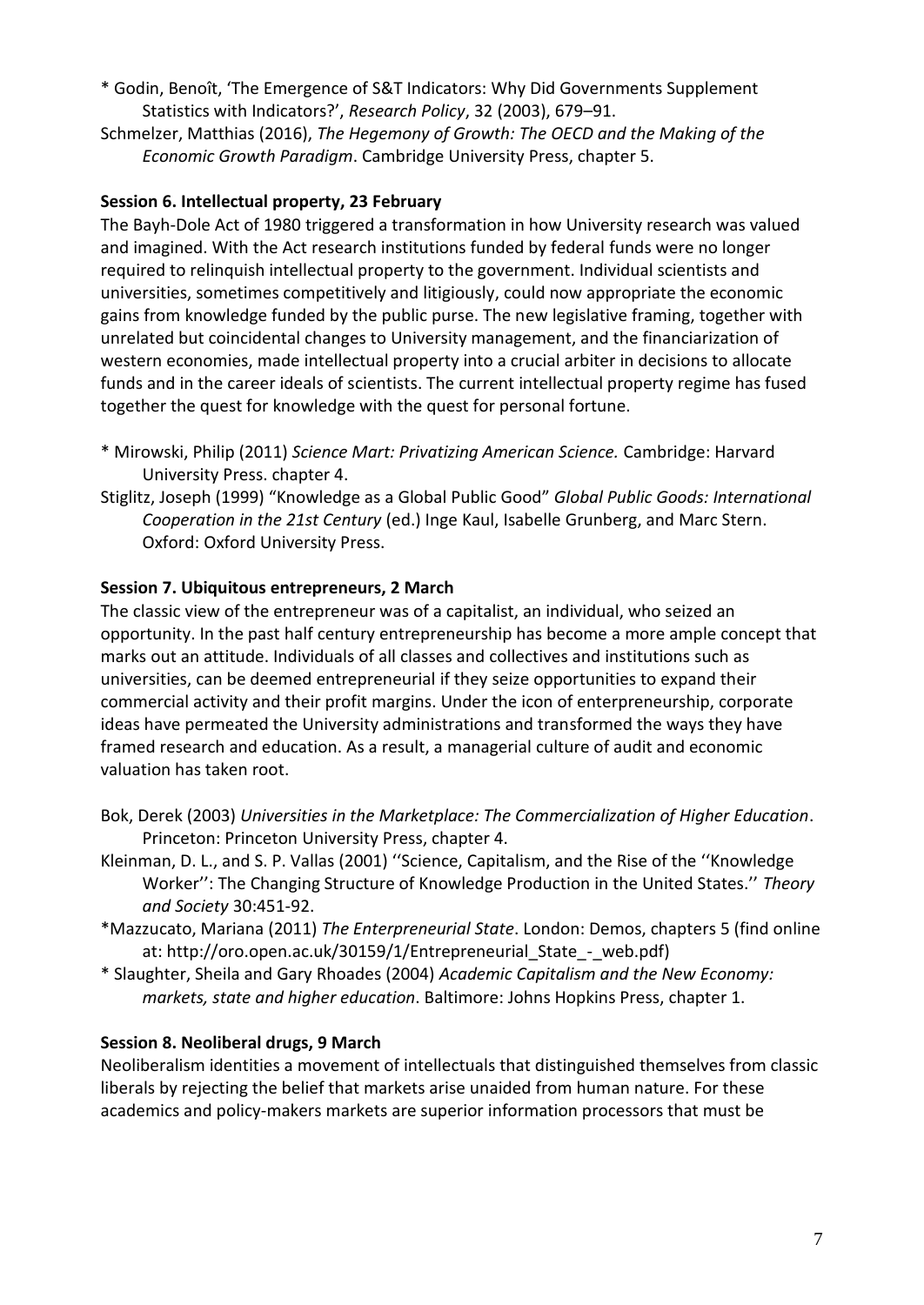* Godin, Benoît, 'The Emergence of S&T Indicators: Why Did Governments Supplement Statistics with Indicators?', *Research Policy*, 32 (2003), 679–91.

Schmelzer, Matthias (2016), *The Hegemony of Growth: The OECD and the Making of the Economic Growth Paradigm*. Cambridge University Press, chapter 5.

**Session 6. Intellectual property, 23 February**

The Bayh-Dole Act of 1980 triggered a transformation in how University research was valued and imagined. With the Act research institutions funded by federal funds were no longer required to relinquish intellectual property to the government. Individual scientists and universities, sometimes competitively and litigiously, could now appropriate the economic gains from knowledge funded by the public purse. The new legislative framing, together with unrelated but coincidental changes to University management, and the financiarization of western economies, made intellectual property into a crucial arbiter in decisions to allocate funds and in the career ideals of scientists. The current intellectual property regime has fused together the quest for knowledge with the quest for personal fortune.

* Mirowski, Philip (2011) *Science Mart: Privatizing American Science.* Cambridge: Harvard University Press. chapter 4.

Stiglitz, Joseph (1999) "Knowledge as a Global Public Good" *Global Public Goods: International Cooperation in the 21st Century* (ed.) Inge Kaul, Isabelle Grunberg, and Marc Stern. Oxford: Oxford University Press.

**Session 7. Ubiquitous entrepreneurs, 2 March**

The classic view of the entrepreneur was of a capitalist, an individual, who seized an opportunity. In the past half century entrepreneurship has become a more ample concept that marks out an attitude. Individuals of all classes and collectives and institutions such as universities, can be deemed entrepreneurial if they seize opportunities to expand their commercial activity and their profit margins. Under the icon of enterpreneurship, corporate ideas have permeated the University administrations and transformed the ways they have framed research and education. As a result, a managerial culture of audit and economic valuation has taken root.

Bok, Derek (2003) *Universities in the Marketplace: The Commercialization of Higher Education*. Princeton: Princeton University Press, chapter 4.

Kleinman, D. L., and S. P. Vallas (2001) ''Science, Capitalism, and the Rise of the ''Knowledge Worker'': The Changing Structure of Knowledge Production in the United States.'' *Theory and Society* 30:451-92.

*Mazzucato, Mariana (2011) *The Enterpreneurial State*. London: Demos, chapters 5 (find online at: http://oro.open.ac.uk/30159/1/Entrepreneurial_State_-_web.pdf)

* Slaughter, Sheila and Gary Rhoades (2004) *Academic Capitalism and the New Economy: markets, state and higher education*. Baltimore: Johns Hopkins Press, chapter 1.

**Session 8. Neoliberal drugs, 9 March**

Neoliberalism identities a movement of intellectuals that distinguished themselves from classic liberals by rejecting the belief that markets arise unaided from human nature. For these academics and policy-makers markets are superior information processors that must be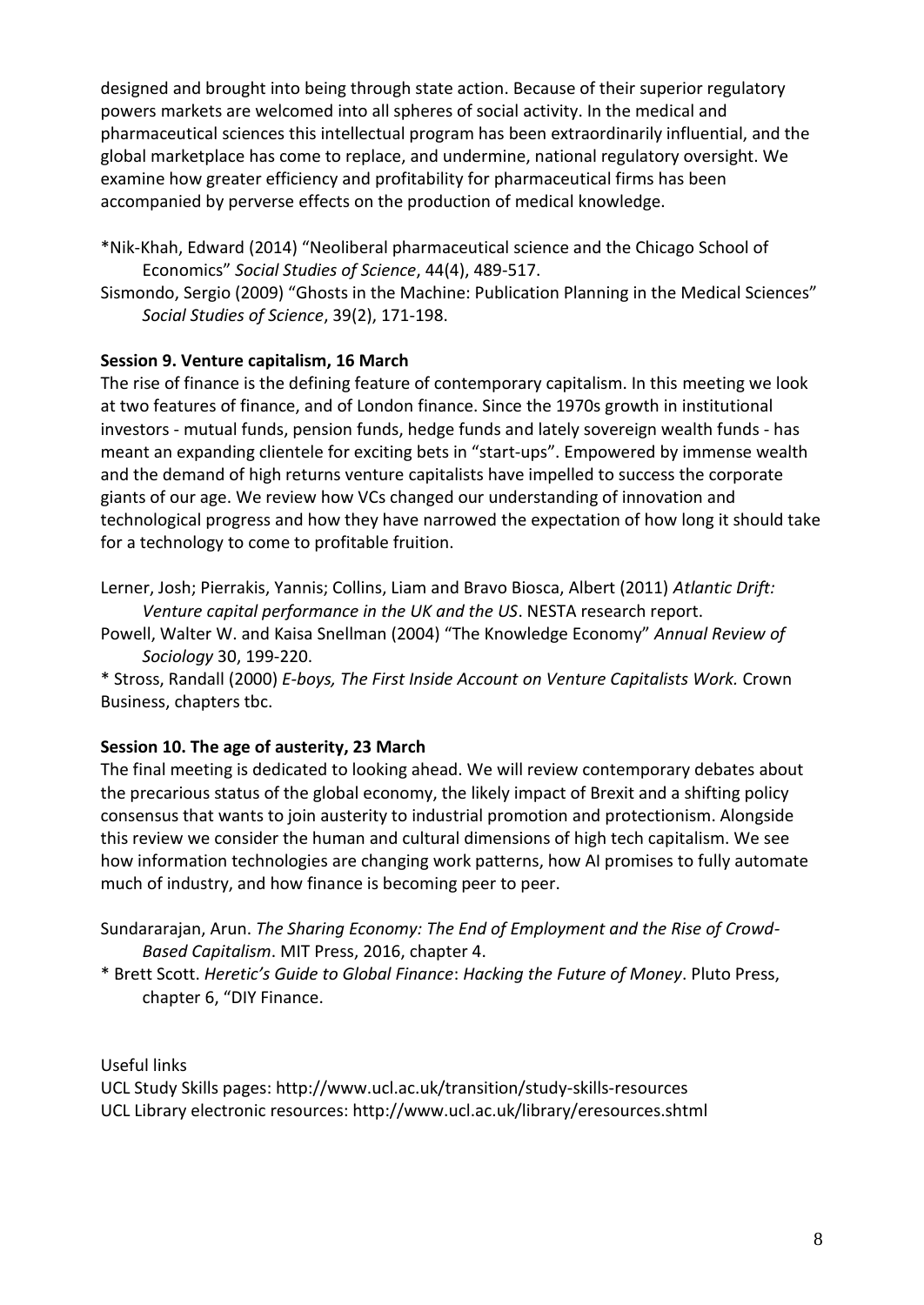designed and brought into being through state action. Because of their superior regulatory powers markets are welcomed into all spheres of social activity. In the medical and pharmaceutical sciences this intellectual program has been extraordinarily influential, and the global marketplace has come to replace, and undermine, national regulatory oversight. We examine how greater efficiency and profitability for pharmaceutical firms has been accompanied by perverse effects on the production of medical knowledge.

*Nik-Khah, Edward (2014) "Neoliberal pharmaceutical science and the Chicago School of Economics" *Social Studies of Science*, 44(4), 489-517.

Sismondo, Sergio (2009) "Ghosts in the Machine: Publication Planning in the Medical Sciences" *Social Studies of Science*, 39(2), 171-198.

**Session 9. Venture capitalism, 16 March**

The rise of finance is the defining feature of contemporary capitalism. In this meeting we look at two features of finance, and of London finance. Since the 1970s growth in institutional investors - mutual funds, pension funds, hedge funds and lately sovereign wealth funds - has meant an expanding clientele for exciting bets in "start-ups". Empowered by immense wealth and the demand of high returns venture capitalists have impelled to success the corporate giants of our age. We review how VCs changed our understanding of innovation and technological progress and how they have narrowed the expectation of how long it should take for a technology to come to profitable fruition.

Lerner, Josh; Pierrakis, Yannis; Collins, Liam and Bravo Biosca, Albert (2011) *Atlantic Drift: Venture capital performance in the UK and the US*. NESTA research report.

Powell, Walter W. and Kaisa Snellman (2004) "The Knowledge Economy" *Annual Review of Sociology* 30, 199-220.

* Stross, Randall (2000) *E-boys, The First Inside Account on Venture Capitalists Work.* Crown Business, chapters tbc.

**Session 10. The age of austerity, 23 March**

The final meeting is dedicated to looking ahead. We will review contemporary debates about the precarious status of the global economy, the likely impact of Brexit and a shifting policy consensus that wants to join austerity to industrial promotion and protectionism. Alongside this review we consider the human and cultural dimensions of high tech capitalism. We see how information technologies are changing work patterns, how AI promises to fully automate much of industry, and how finance is becoming peer to peer.

Sundararajan, Arun. *The Sharing Economy: The End of Employment and the Rise of Crowd-Based Capitalism*. MIT Press, 2016, chapter 4.

* Brett Scott. *Heretic's Guide to Global Finance*: *Hacking the Future of Money*. Pluto Press, chapter 6, "DIY Finance.

Useful links

UCL Study Skills pages: http://www.ucl.ac.uk/transition/study-skills-resources

UCL Library electronic resources: http://www.ucl.ac.uk/library/eresources.shtml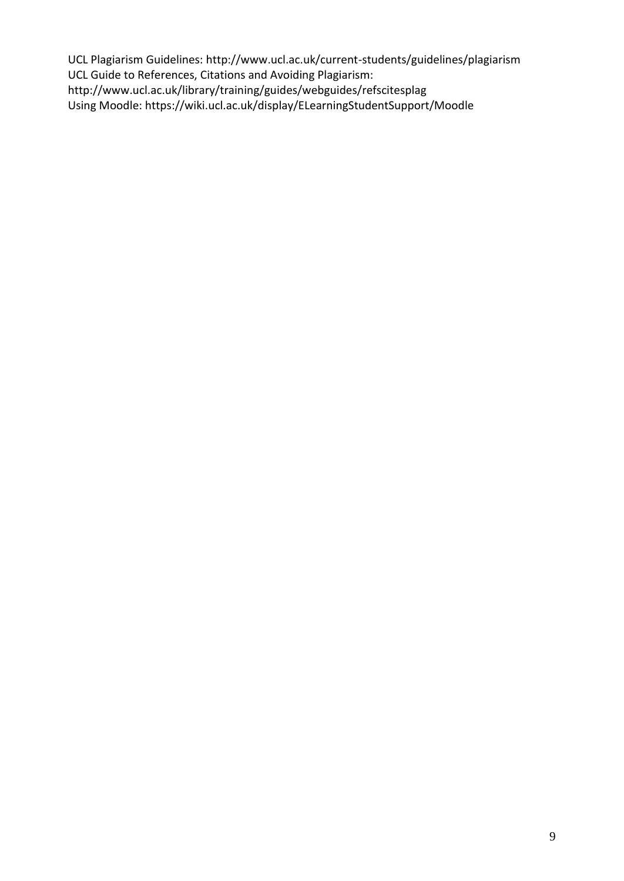UCL Plagiarism Guidelines: http://www.ucl.ac.uk/current-students/guidelines/plagiarism
UCL Guide to References, Citations and Avoiding Plagiarism:
http://www.ucl.ac.uk/library/training/guides/webguides/refscitesplag
Using Moodle: https://wiki.ucl.ac.uk/display/ELearningStudentSupport/Moodle